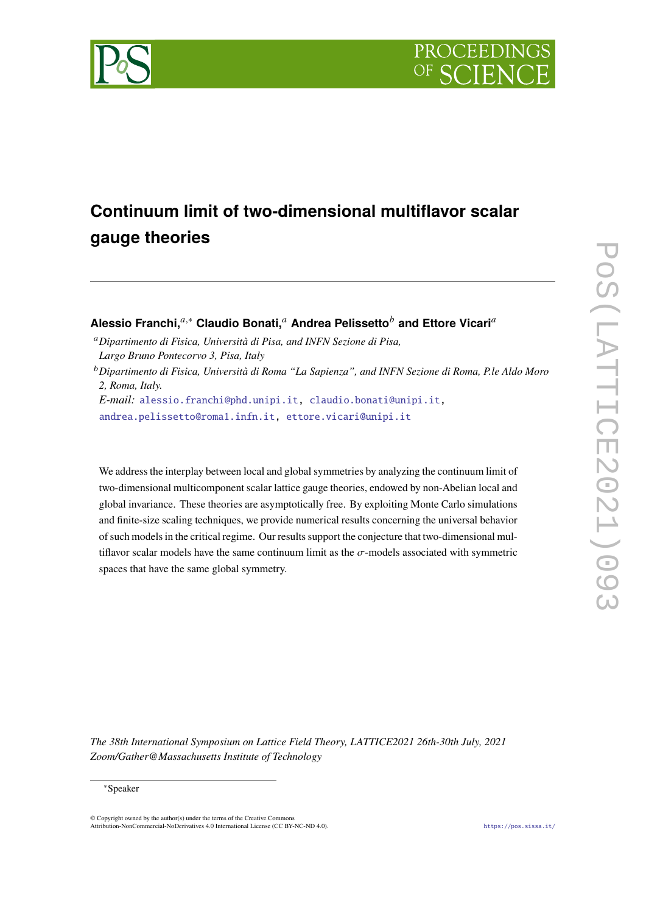# Continuum limit of two-dimensional multiflavor scalar gauge theories

**Alessio Franchi,**[a,*] **Claudio Bonati,**[a] **Andrea Pelissetto**[b] **and Ettore Vicari**[a]

[a] *Dipartimento di Fisica, Università di Pisa, and INFN Sezione di Pisa, Largo Bruno Pontecorvo 3, Pisa, Italy*

[b] *Dipartimento di Fisica, Università di Roma "La Sapienza", and INFN Sezione di Roma, P.le Aldo Moro 2, Roma, Italy.*

*E-mail:* alessio.franchi@phd.unipi.it, claudio.bonati@unipi.it, andrea.pelissetto@roma1.infn.it, ettore.vicari@unipi.it

We address the interplay between local and global symmetries by analyzing the continuum limit of two-dimensional multicomponent scalar lattice gauge theories, endowed by non-Abelian local and global invariance. These theories are asymptotically free. By exploiting Monte Carlo simulations and finite-size scaling techniques, we provide numerical results concerning the universal behavior of such models in the critical regime. Our results support the conjecture that two-dimensional multiflavor scalar models have the same continuum limit as the $\sigma$-models associated with symmetric spaces that have the same global symmetry.

*The 38th International Symposium on Lattice Field Theory, LATTICE2021 26th-30th July, 2021 Zoom/Gather@Massachusetts Institute of Technology*

[*] Speaker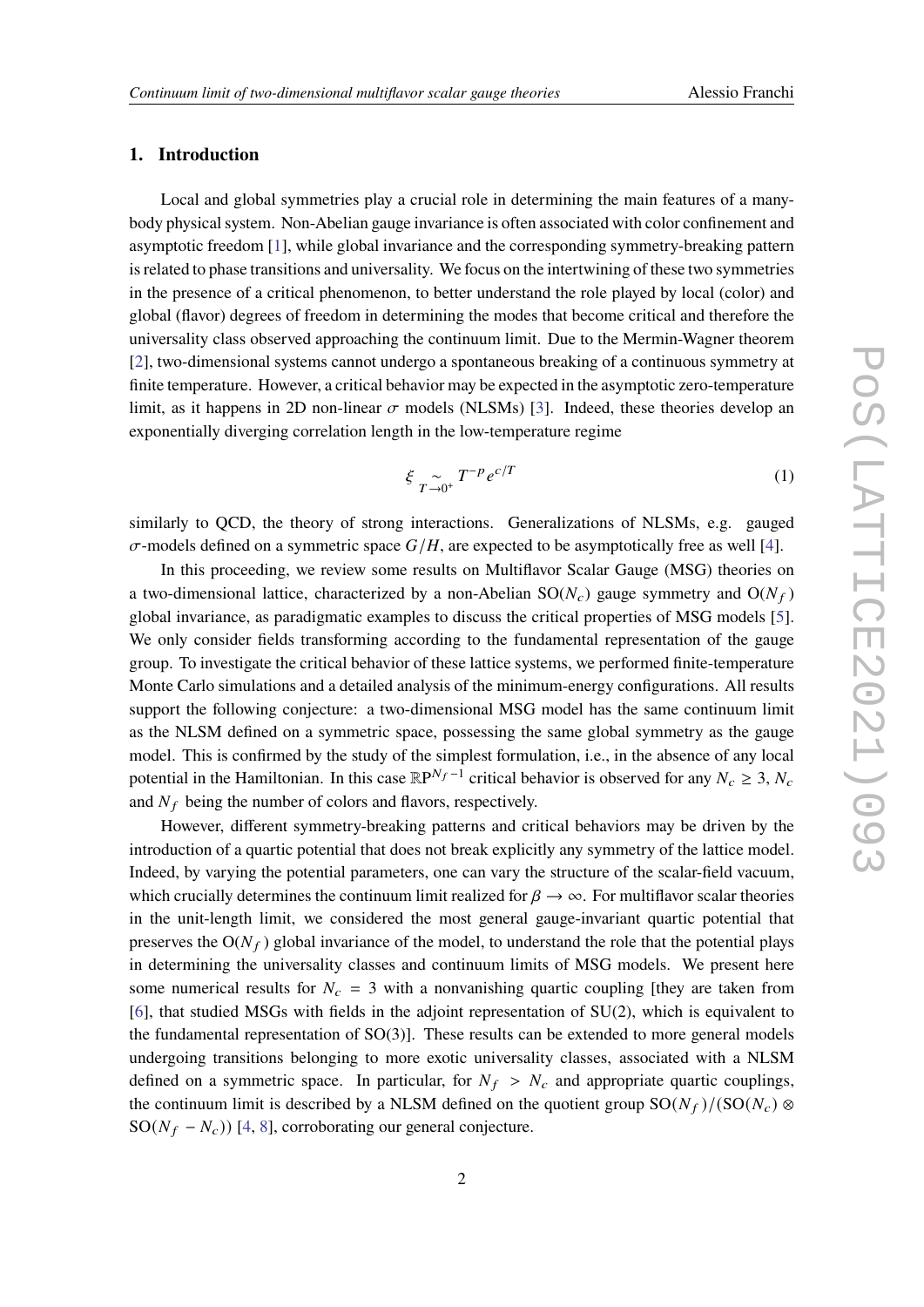## 1. Introduction

Local and global symmetries play a crucial role in determining the main features of a many-body physical system. Non-Abelian gauge invariance is often associated with color confinement and asymptotic freedom [1], while global invariance and the corresponding symmetry-breaking pattern is related to phase transitions and universality. We focus on the intertwining of these two symmetries in the presence of a critical phenomenon, to better understand the role played by local (color) and global (flavor) degrees of freedom in determining the modes that become critical and therefore the universality class observed approaching the continuum limit. Due to the Mermin-Wagner theorem [2], two-dimensional systems cannot undergo a spontaneous breaking of a continuous symmetry at finite temperature. However, a critical behavior may be expected in the asymptotic zero-temperature limit, as it happens in 2D non-linear $\sigma$ models (NLSMs) [3]. Indeed, these theories develop an exponentially diverging correlation length in the low-temperature regime

$$\xi \underset{T\to 0^+}{\sim} T^{-p} e^{c/T} \tag{1}$$

similarly to QCD, the theory of strong interactions. Generalizations of NLSMs, e.g. gauged $\sigma$-models defined on a symmetric space $G/H$, are expected to be asymptotically free as well [4].

In this proceeding, we review some results on Multiflavor Scalar Gauge (MSG) theories on a two-dimensional lattice, characterized by a non-Abelian $\mathrm{SO}(N_c)$ gauge symmetry and $\mathrm{O}(N_f)$ global invariance, as paradigmatic examples to discuss the critical properties of MSG models [5]. We only consider fields transforming according to the fundamental representation of the gauge group. To investigate the critical behavior of these lattice systems, we performed finite-temperature Monte Carlo simulations and a detailed analysis of the minimum-energy configurations. All results support the following conjecture: a two-dimensional MSG model has the same continuum limit as the NLSM defined on a symmetric space, possessing the same global symmetry as the gauge model. This is confirmed by the study of the simplest formulation, i.e., in the absence of any local potential in the Hamiltonian. In this case $\mathbb{RP}^{N_f-1}$ critical behavior is observed for any $N_c \geq 3$, $N_c$ and $N_f$ being the number of colors and flavors, respectively.

However, different symmetry-breaking patterns and critical behaviors may be driven by the introduction of a quartic potential that does not break explicitly any symmetry of the lattice model. Indeed, by varying the potential parameters, one can vary the structure of the scalar-field vacuum, which crucially determines the continuum limit realized for $\beta \to \infty$. For multiflavor scalar theories in the unit-length limit, we considered the most general gauge-invariant quartic potential that preserves the $\mathrm{O}(N_f)$ global invariance of the model, to understand the role that the potential plays in determining the universality classes and continuum limits of MSG models. We present here some numerical results for $N_c = 3$ with a nonvanishing quartic coupling [they are taken from [6], that studied MSGs with fields in the adjoint representation of SU(2), which is equivalent to the fundamental representation of SO(3)]. These results can be extended to more general models undergoing transitions belonging to more exotic universality classes, associated with a NLSM defined on a symmetric space. In particular, for $N_f > N_c$ and appropriate quartic couplings, the continuum limit is described by a NLSM defined on the quotient group $\mathrm{SO}(N_f)/(\mathrm{SO}(N_c) \otimes \mathrm{SO}(N_f - N_c))$ [4, 8], corroborating our general conjecture.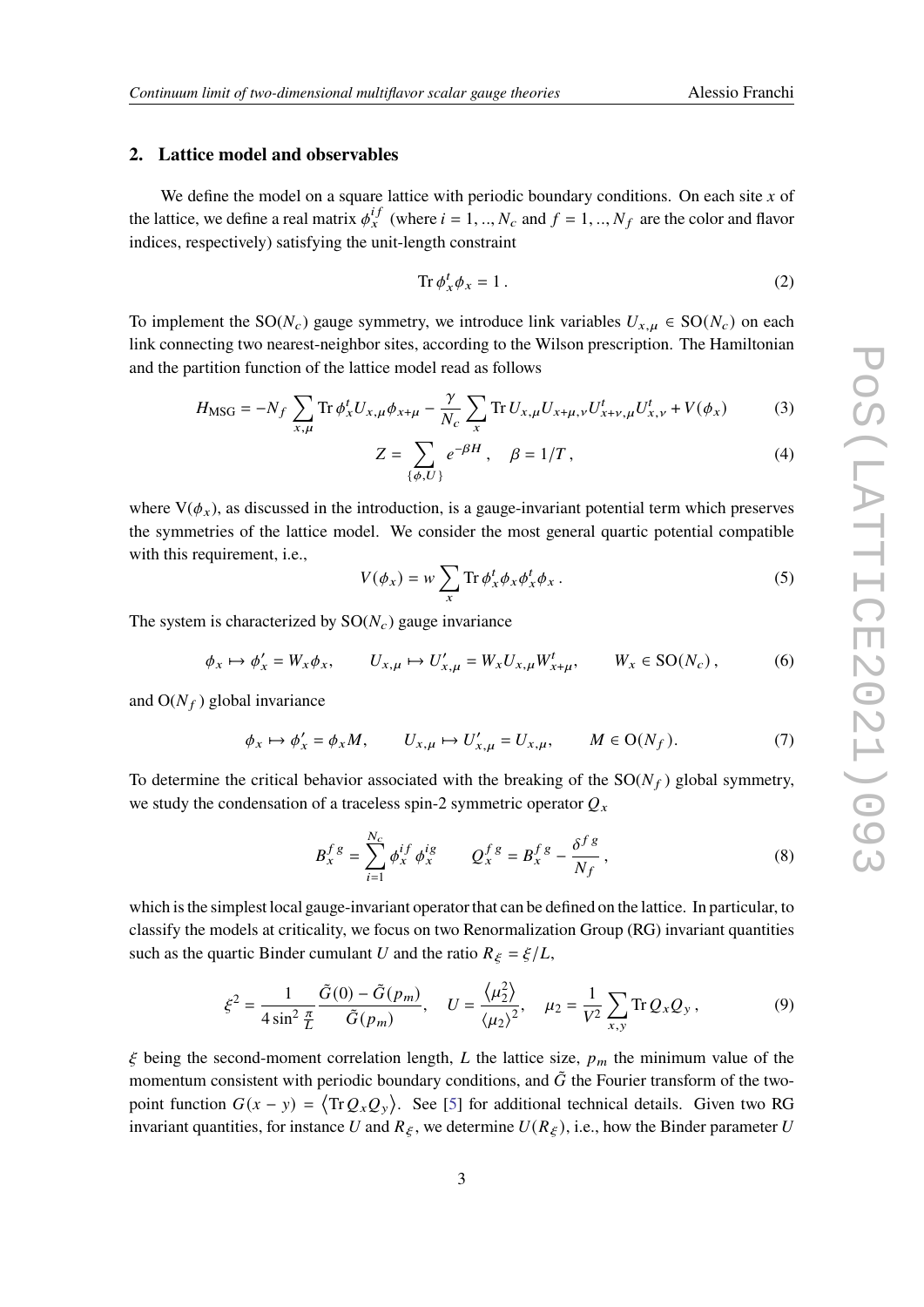## 2. Lattice model and observables

We define the model on a square lattice with periodic boundary conditions. On each site $x$ of the lattice, we define a real matrix $\phi_x^{if}$ (where $i = 1, .., N_c$ and $f = 1, .., N_f$ are the color and flavor indices, respectively) satisfying the unit-length constraint

$$\mathrm{Tr}\, \phi_x^t \phi_x = 1\,. \tag{2}$$

To implement the $\mathrm{SO}(N_c)$ gauge symmetry, we introduce link variables $U_{x,\mu} \in \mathrm{SO}(N_c)$ on each link connecting two nearest-neighbor sites, according to the Wilson prescription. The Hamiltonian and the partition function of the lattice model read as follows

$$H_{\mathrm{MSG}} = -N_f \sum_{x,\mu} \mathrm{Tr}\, \phi_x^t U_{x,\mu} \phi_{x+\mu} - \frac{\gamma}{N_c} \sum_x \mathrm{Tr}\, U_{x,\mu} U_{x+\mu,\nu} U_{x+\nu,\mu}^t U_{x,\nu}^t + V(\phi_x) \tag{3}$$

$$Z = \sum_{\{\phi,U\}} e^{-\beta H}\,, \quad \beta = 1/T\,, \tag{4}$$

where $\mathrm{V}(\phi_x)$, as discussed in the introduction, is a gauge-invariant potential term which preserves the symmetries of the lattice model. We consider the most general quartic potential compatible with this requirement, i.e.,

$$V(\phi_x) = w \sum_x \mathrm{Tr}\, \phi_x^t \phi_x \phi_x^t \phi_x\,. \tag{5}$$

The system is characterized by $\mathrm{SO}(N_c)$ gauge invariance

$$\phi_x \mapsto \phi_x' = W_x \phi_x, \qquad U_{x,\mu} \mapsto U_{x,\mu}' = W_x U_{x,\mu} W_{x+\mu}^t, \qquad W_x \in \mathrm{SO}(N_c)\,, \tag{6}$$

and $\mathrm{O}(N_f)$ global invariance

$$\phi_x \mapsto \phi_x' = \phi_x M, \qquad U_{x,\mu} \mapsto U_{x,\mu}' = U_{x,\mu}, \qquad M \in \mathrm{O}(N_f)\,. \tag{7}$$

To determine the critical behavior associated with the breaking of the $\mathrm{SO}(N_f)$ global symmetry, we study the condensation of a traceless spin-2 symmetric operator $Q_x$

$$B_x^{fg} = \sum_{i=1}^{N_c} \phi_x^{if} \phi_x^{ig} \qquad Q_x^{fg} = B_x^{fg} - \frac{\delta^{fg}}{N_f}\,, \tag{8}$$

which is the simplest local gauge-invariant operator that can be defined on the lattice. In particular, to classify the models at criticality, we focus on two Renormalization Group (RG) invariant quantities such as the quartic Binder cumulant $U$ and the ratio $R_\xi = \xi/L$,

$$\xi^2 = \frac{1}{4\sin^2\frac{\pi}{L}} \frac{\tilde{G}(0) - \tilde{G}(p_m)}{\tilde{G}(p_m)}, \quad U = \frac{\langle \mu_2^2 \rangle}{\langle \mu_2 \rangle^2}, \quad \mu_2 = \frac{1}{V^2} \sum_{x,y} \mathrm{Tr}\, Q_x Q_y\,, \tag{9}$$

$\xi$ being the second-moment correlation length, $L$ the lattice size, $p_m$ the minimum value of the momentum consistent with periodic boundary conditions, and $\tilde{G}$ the Fourier transform of the two-point function $G(x-y) = \langle \mathrm{Tr}\, Q_x Q_y \rangle$. See [5] for additional technical details. Given two RG invariant quantities, for instance $U$ and $R_\xi$, we determine $U(R_\xi)$, i.e., how the Binder parameter $U$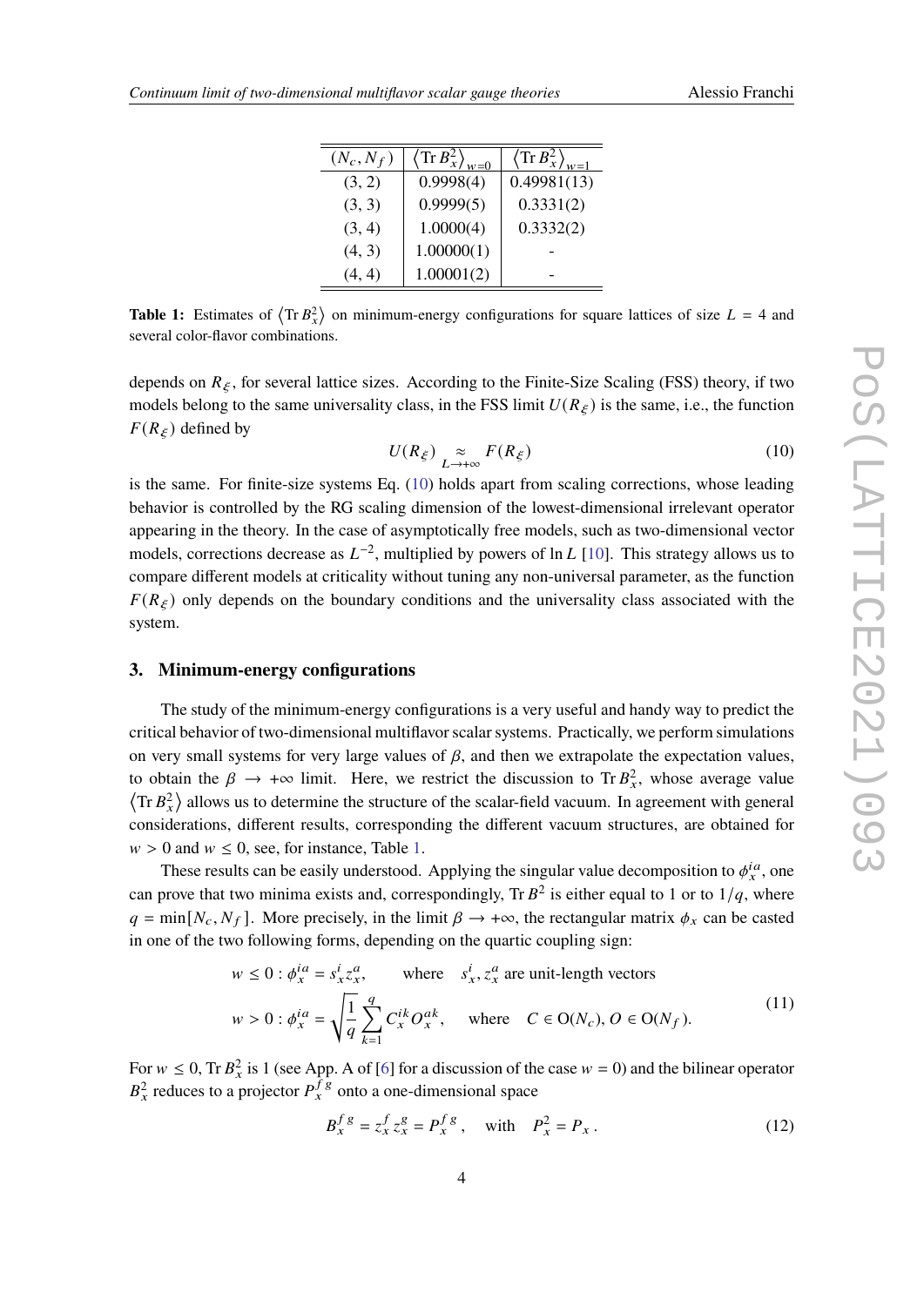| $(N_c, N_f)$ | $\langle \mathrm{Tr}\, B_x^2 \rangle_{w=0}$ | $\langle \mathrm{Tr}\, B_x^2 \rangle_{w=1}$ |
|---|---|---|
| (3, 2) | 0.9998(4) | 0.49981(13) |
| (3, 3) | 0.9999(5) | 0.3331(2) |
| (3, 4) | 1.0000(4) | 0.3332(2) |
| (4, 3) | 1.00000(1) | - |
| (4, 4) | 1.00001(2) | - |

**Table 1:** Estimates of $\langle \mathrm{Tr}\, B_x^2 \rangle$ on minimum-energy configurations for square lattices of size $L = 4$ and several color-flavor combinations.

depends on $R_\xi$, for several lattice sizes. According to the Finite-Size Scaling (FSS) theory, if two models belong to the same universality class, in the FSS limit $U(R_\xi)$ is the same, i.e., the function $F(R_\xi)$ defined by

$$U(R_\xi) \underset{L\to+\infty}{\approx} F(R_\xi) \tag{10}$$

is the same. For finite-size systems Eq. (10) holds apart from scaling corrections, whose leading behavior is controlled by the RG scaling dimension of the lowest-dimensional irrelevant operator appearing in the theory. In the case of asymptotically free models, such as two-dimensional vector models, corrections decrease as $L^{-2}$, multiplied by powers of $\ln L$ [10]. This strategy allows us to compare different models at criticality without tuning any non-universal parameter, as the function $F(R_\xi)$ only depends on the boundary conditions and the universality class associated with the system.

## 3. Minimum-energy configurations

The study of the minimum-energy configurations is a very useful and handy way to predict the critical behavior of two-dimensional multiflavor scalar systems. Practically, we perform simulations on very small systems for very large values of $\beta$, and then we extrapolate the expectation values, to obtain the $\beta \to +\infty$ limit. Here, we restrict the discussion to $\mathrm{Tr}\, B_x^2$, whose average value $\langle \mathrm{Tr}\, B_x^2 \rangle$ allows us to determine the structure of the scalar-field vacuum. In agreement with general considerations, different results, corresponding the different vacuum structures, are obtained for $w > 0$ and $w \le 0$, see, for instance, Table 1.

These results can be easily understood. Applying the singular value decomposition to $\phi_x^{ia}$, one can prove that two minima exists and, correspondingly, $\mathrm{Tr}\, B^2$ is either equal to 1 or to $1/q$, where $q = \min[N_c, N_f]$. More precisely, in the limit $\beta \to +\infty$, the rectangular matrix $\phi_x$ can be casted in one of the two following forms, depending on the quartic coupling sign:

$$\begin{aligned} w \le 0 &: \phi_x^{ia} = s_x^i z_x^a, \qquad \text{where} \quad s_x^i, z_x^a \text{ are unit-length vectors} \\ w > 0 &: \phi_x^{ia} = \sqrt{\frac{1}{q}} \sum_{k=1}^{q} C_x^{ik} O_x^{ak}, \quad \text{where} \quad C \in \mathrm{O}(N_c), O \in \mathrm{O}(N_f). \end{aligned} \tag{11}$$

For $w \le 0$, $\mathrm{Tr}\, B_x^2$ is 1 (see App. A of [6] for a discussion of the case $w = 0$) and the bilinear operator $B_x^2$ reduces to a projector $P_x^{fg}$ onto a one-dimensional space

$$B_x^{fg} = z_x^f z_x^g = P_x^{fg}, \quad \text{with} \quad P_x^2 = P_x \,. \tag{12}$$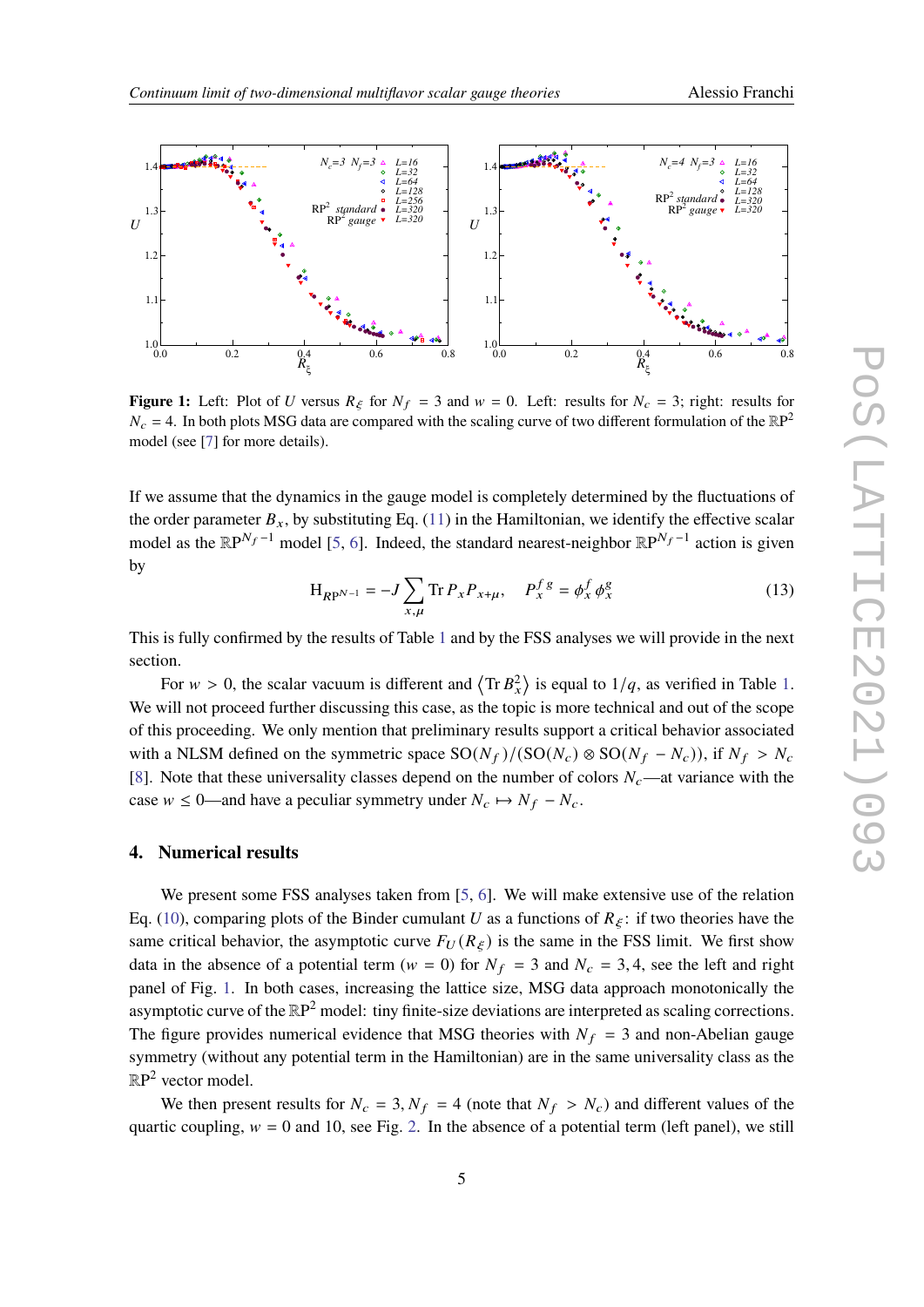**Figure 1:** Left: Plot of $U$ versus $R_\xi$ for $N_f = 3$ and $w = 0$. Left: results for $N_c = 3$; right: results for $N_c = 4$. In both plots MSG data are compared with the scaling curve of two different formulation of the $\mathbb{RP}^2$ model (see [7] for more details).

If we assume that the dynamics in the gauge model is completely determined by the fluctuations of the order parameter $B_x$, by substituting Eq. (11) in the Hamiltonian, we identify the effective scalar model as the $\mathbb{RP}^{N_f-1}$ model [5, 6]. Indeed, the standard nearest-neighbor $\mathbb{RP}^{N_f-1}$ action is given by

$$H_{\mathbb{RP}^{N-1}} = -J \sum_{x,\mu} \mathrm{Tr}\, P_x P_{x+\mu}, \qquad P_x^{fg} = \bar{\phi}_x^f \phi_x^g \tag{13}$$

This is fully confirmed by the results of Table 1 and by the FSS analyses we will provide in the next section.

For $w > 0$, the scalar vacuum is different and $\langle \mathrm{Tr}\, B_x^2 \rangle$ is equal to $1/q$, as verified in Table 1. We will not proceed further discussing this case, as the topic is more technical and out of the scope of this proceeding. We only mention that preliminary results support a critical behavior associated with a NLSM defined on the symmetric space $\mathrm{SO}(N_f)/(\mathrm{SO}(N_c) \otimes \mathrm{SO}(N_f - N_c))$, if $N_f > N_c$ [8]. Note that these universality classes depend on the number of colors $N_c$—at variance with the case $w \leq 0$—and have a peculiar symmetry under $N_c \mapsto N_f - N_c$.

## 4. Numerical results

We present some FSS analyses taken from [5, 6]. We will make extensive use of the relation Eq. (10), comparing plots of the Binder cumulant $U$ as a functions of $R_\xi$: if two theories have the same critical behavior, the asymptotic curve $F_U(R_\xi)$ is the same in the FSS limit. We first show data in the absence of a potential term ($w = 0$) for $N_f = 3$ and $N_c = 3, 4$, see the left and right panel of Fig. 1. In both cases, increasing the lattice size, MSG data approach monotonically the asymptotic curve of the $\mathbb{RP}^2$ model: tiny finite-size deviations are interpreted as scaling corrections. The figure provides numerical evidence that MSG theories with $N_f = 3$ and non-Abelian gauge symmetry (without any potential term in the Hamiltonian) are in the same universality class as the $\mathbb{RP}^2$ vector model.

We then present results for $N_c = 3, N_f = 4$ (note that $N_f > N_c$) and different values of the quartic coupling, $w = 0$ and 10, see Fig. 2. In the absence of a potential term (left panel), we still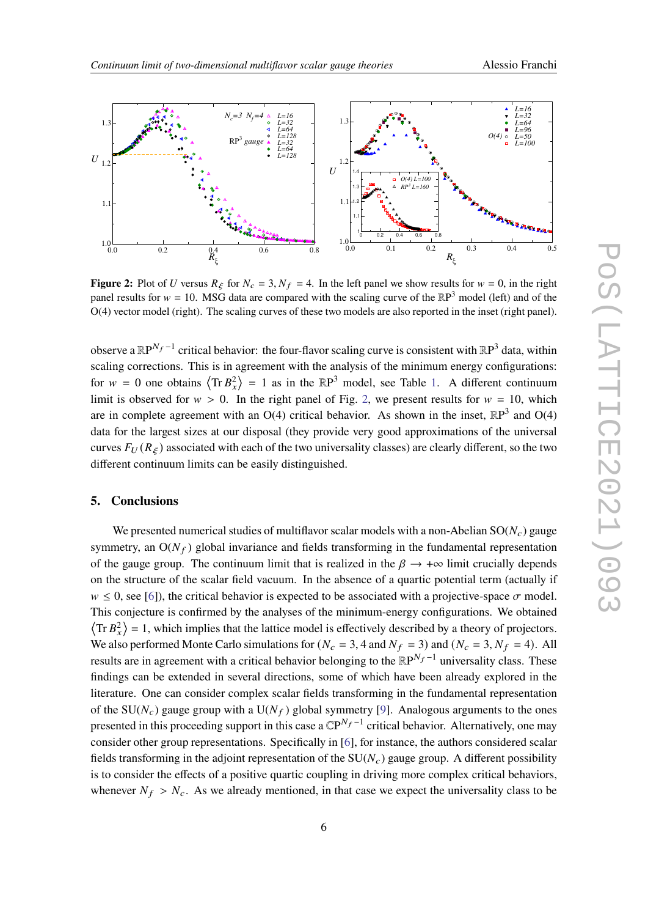**Figure 2:** Plot of $U$ versus $R_\xi$ for $N_c = 3, N_f = 4$. In the left panel we show results for $w = 0$, in the right panel results for $w = 10$. MSG data are compared with the scaling curve of the $\mathbb{R}P^3$ model (left) and of the O(4) vector model (right). The scaling curves of these two models are also reported in the inset (right panel).

observe a $\mathbb{R}P^{N_f-1}$ critical behavior: the four-flavor scaling curve is consistent with $\mathbb{R}P^3$ data, within scaling corrections. This is in agreement with the analysis of the minimum energy configurations: for $w = 0$ one obtains $\langle \mathrm{Tr}\, B_x^2 \rangle = 1$ as in the $\mathbb{R}P^3$ model, see Table 1. A different continuum limit is observed for $w > 0$. In the right panel of Fig. 2, we present results for $w = 10$, which are in complete agreement with an O(4) critical behavior. As shown in the inset, $\mathbb{R}P^3$ and O(4) data for the largest sizes at our disposal (they provide very good approximations of the universal curves $F_U(R_\xi)$ associated with each of the two universality classes) are clearly different, so the two different continuum limits can be easily distinguished.

## 5. Conclusions

We presented numerical studies of multiflavor scalar models with a non-Abelian SO($N_c$) gauge symmetry, an O($N_f$) global invariance and fields transforming in the fundamental representation of the gauge group. The continuum limit that is realized in the $\beta \to +\infty$ limit crucially depends on the structure of the scalar field vacuum. In the absence of a quartic potential term (actually if $w \leq 0$, see [6]), the critical behavior is expected to be associated with a projective-space $\sigma$ model. This conjecture is confirmed by the analyses of the minimum-energy configurations. We obtained $\langle \mathrm{Tr}\, B_x^2 \rangle = 1$, which implies that the lattice model is effectively described by a theory of projectors. We also performed Monte Carlo simulations for ($N_c = 3, 4$ and $N_f = 3$) and ($N_c = 3, N_f = 4$). All results are in agreement with a critical behavior belonging to the $\mathbb{R}P^{N_f-1}$ universality class. These findings can be extended in several directions, some of which have been already explored in the literature. One can consider complex scalar fields transforming in the fundamental representation of the SU($N_c$) gauge group with a U($N_f$) global symmetry [9]. Analogous arguments to the ones presented in this proceeding support in this case a $\mathbb{C}P^{N_f-1}$ critical behavior. Alternatively, one may consider other group representations. Specifically in [6], for instance, the authors considered scalar fields transforming in the adjoint representation of the SU($N_c$) gauge group. A different possibility is to consider the effects of a positive quartic coupling in driving more complex critical behaviors, whenever $N_f > N_c$. As we already mentioned, in that case we expect the universality class to be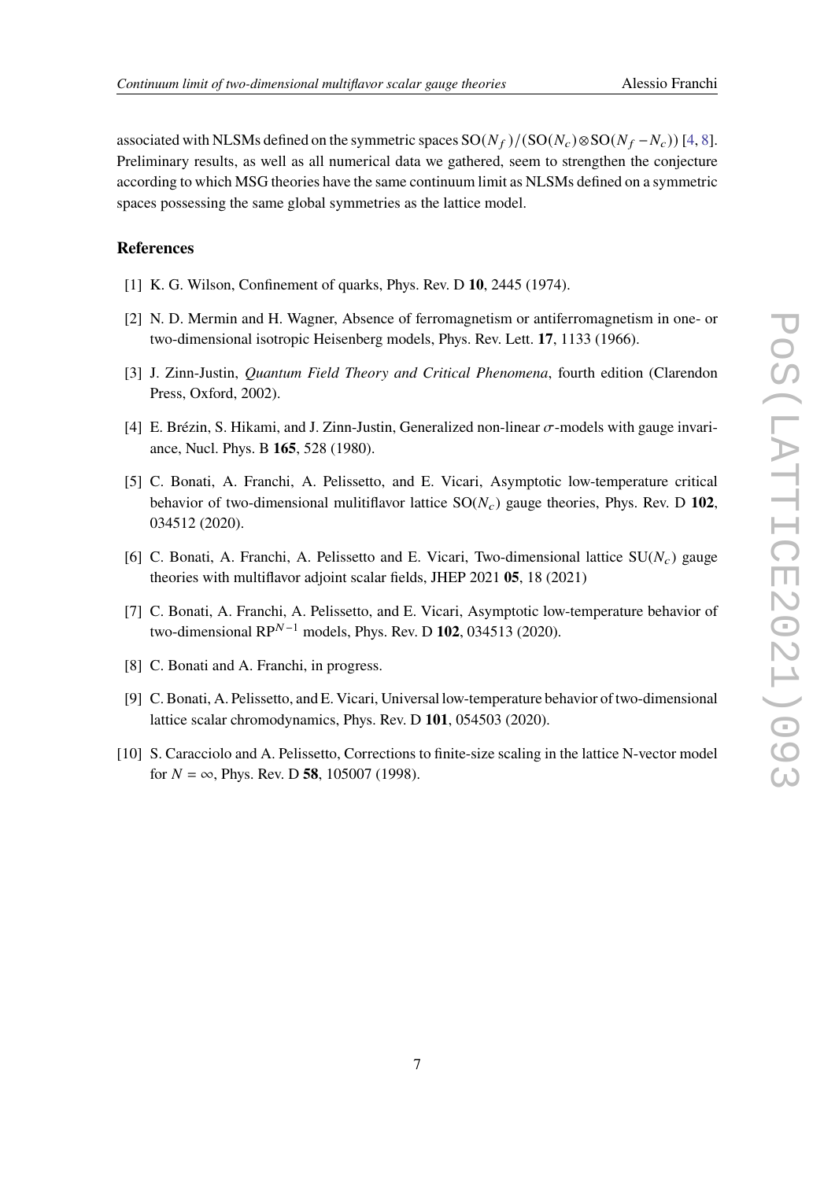associated with NLSMs defined on the symmetric spaces $SO(N_f)/(SO(N_c) \otimes SO(N_f - N_c))$ [4, 8]. Preliminary results, as well as all numerical data we gathered, seem to strengthen the conjecture according to which MSG theories have the same continuum limit as NLSMs defined on a symmetric spaces possessing the same global symmetries as the lattice model.

## References

[1] K. G. Wilson, Confinement of quarks, Phys. Rev. D **10**, 2445 (1974).

[2] N. D. Mermin and H. Wagner, Absence of ferromagnetism or antiferromagnetism in one- or two-dimensional isotropic Heisenberg models, Phys. Rev. Lett. **17**, 1133 (1966).

[3] J. Zinn-Justin, *Quantum Field Theory and Critical Phenomena*, fourth edition (Clarendon Press, Oxford, 2002).

[4] E. Brézin, S. Hikami, and J. Zinn-Justin, Generalized non-linear $\sigma$-models with gauge invariance, Nucl. Phys. B **165**, 528 (1980).

[5] C. Bonati, A. Franchi, A. Pelissetto, and E. Vicari, Asymptotic low-temperature critical behavior of two-dimensional mulitiflavor lattice $SO(N_c)$ gauge theories, Phys. Rev. D **102**, 034512 (2020).

[6] C. Bonati, A. Franchi, A. Pelissetto and E. Vicari, Two-dimensional lattice $SU(N_c)$ gauge theories with multiflavor adjoint scalar fields, JHEP 2021 **05**, 18 (2021)

[7] C. Bonati, A. Franchi, A. Pelissetto, and E. Vicari, Asymptotic low-temperature behavior of two-dimensional $RP^{N-1}$ models, Phys. Rev. D **102**, 034513 (2020).

[8] C. Bonati and A. Franchi, in progress.

[9] C. Bonati, A. Pelissetto, and E. Vicari, Universal low-temperature behavior of two-dimensional lattice scalar chromodynamics, Phys. Rev. D **101**, 054503 (2020).

[10] S. Caracciolo and A. Pelissetto, Corrections to finite-size scaling in the lattice N-vector model for $N = \infty$, Phys. Rev. D **58**, 105007 (1998).